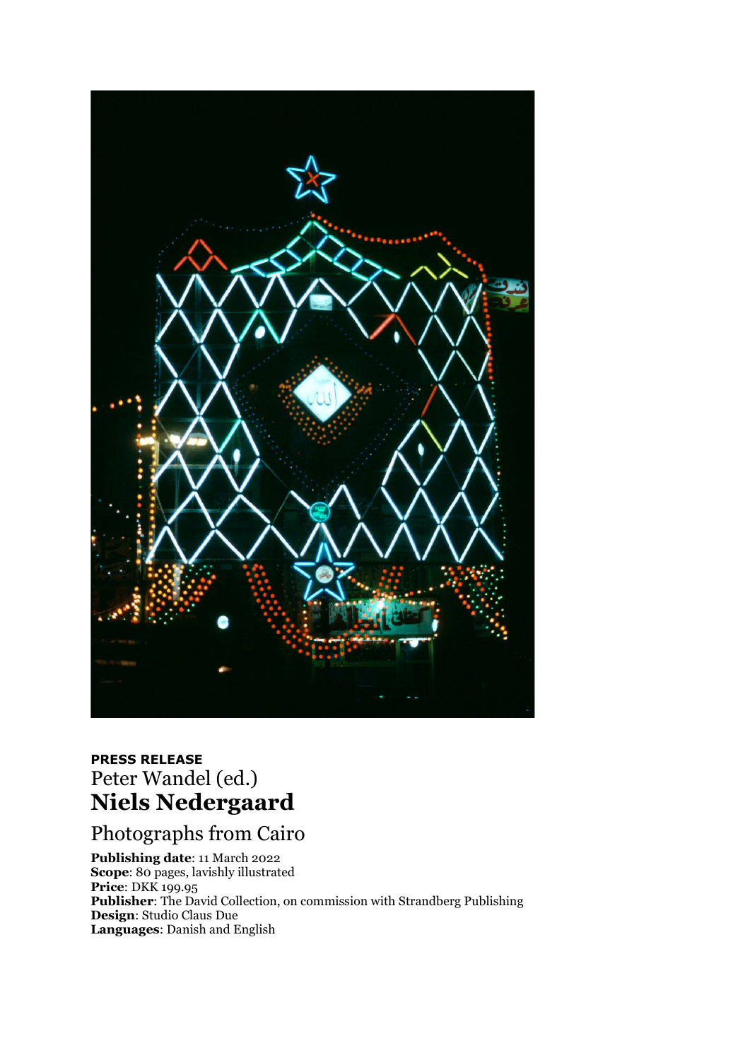**PRESS RELEASE**

Peter Wandel (ed.)

# Niels Nedergaard

## Photographs from Cairo

**Publishing date**: 11 March 2022
**Scope**: 80 pages, lavishly illustrated
**Price**: DKK 199.95
**Publisher**: The David Collection, on commission with Strandberg Publishing
**Design**: Studio Claus Due
**Languages**: Danish and English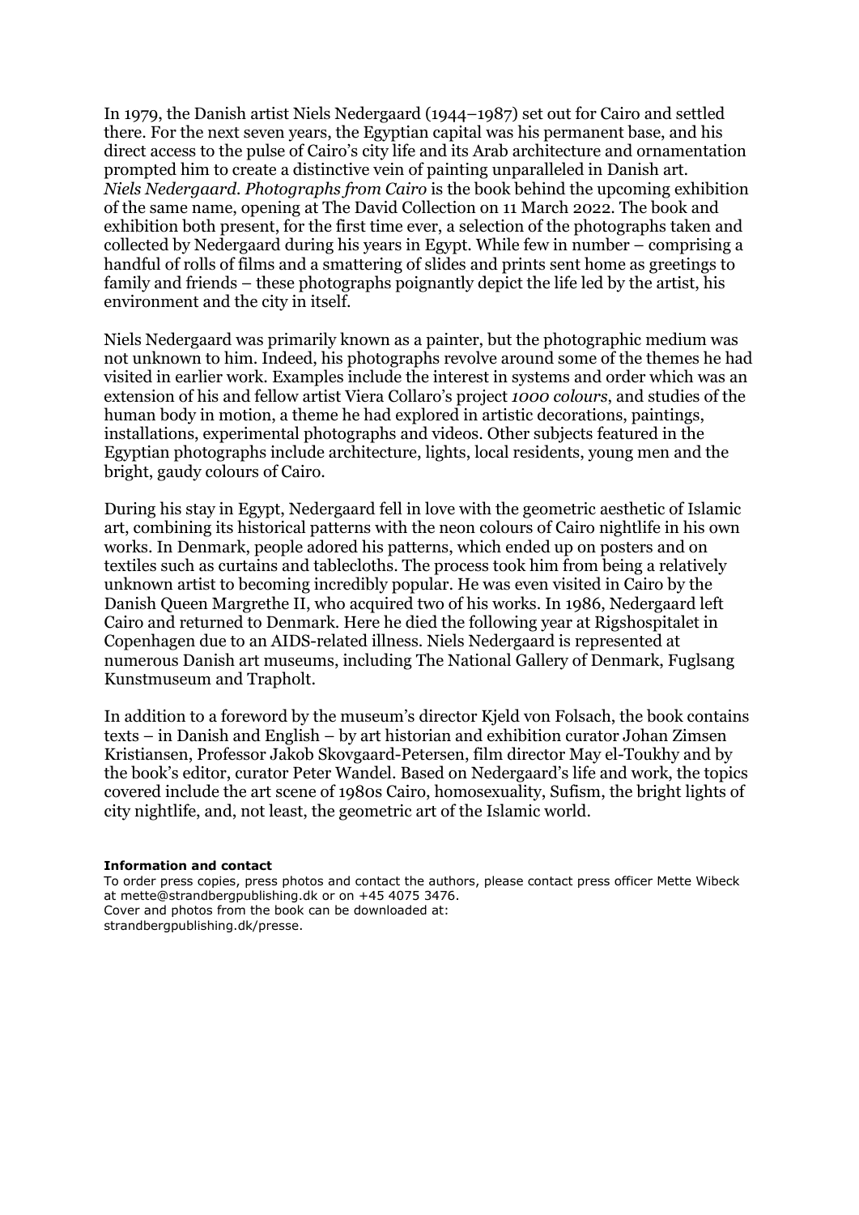In 1979, the Danish artist Niels Nedergaard (1944–1987) set out for Cairo and settled there. For the next seven years, the Egyptian capital was his permanent base, and his direct access to the pulse of Cairo's city life and its Arab architecture and ornamentation prompted him to create a distinctive vein of painting unparalleled in Danish art. *Niels Nedergaard. Photographs from Cairo* is the book behind the upcoming exhibition of the same name, opening at The David Collection on 11 March 2022. The book and exhibition both present, for the first time ever, a selection of the photographs taken and collected by Nedergaard during his years in Egypt. While few in number – comprising a handful of rolls of films and a smattering of slides and prints sent home as greetings to family and friends – these photographs poignantly depict the life led by the artist, his environment and the city in itself.

Niels Nedergaard was primarily known as a painter, but the photographic medium was not unknown to him. Indeed, his photographs revolve around some of the themes he had visited in earlier work. Examples include the interest in systems and order which was an extension of his and fellow artist Viera Collaro's project *1000 colours*, and studies of the human body in motion, a theme he had explored in artistic decorations, paintings, installations, experimental photographs and videos. Other subjects featured in the Egyptian photographs include architecture, lights, local residents, young men and the bright, gaudy colours of Cairo.

During his stay in Egypt, Nedergaard fell in love with the geometric aesthetic of Islamic art, combining its historical patterns with the neon colours of Cairo nightlife in his own works. In Denmark, people adored his patterns, which ended up on posters and on textiles such as curtains and tablecloths. The process took him from being a relatively unknown artist to becoming incredibly popular. He was even visited in Cairo by the Danish Queen Margrethe II, who acquired two of his works. In 1986, Nedergaard left Cairo and returned to Denmark. Here he died the following year at Rigshospitalet in Copenhagen due to an AIDS-related illness. Niels Nedergaard is represented at numerous Danish art museums, including The National Gallery of Denmark, Fuglsang Kunstmuseum and Trapholt.

In addition to a foreword by the museum's director Kjeld von Folsach, the book contains texts – in Danish and English – by art historian and exhibition curator Johan Zimsen Kristiansen, Professor Jakob Skovgaard-Petersen, film director May el-Toukhy and by the book's editor, curator Peter Wandel. Based on Nedergaard's life and work, the topics covered include the art scene of 1980s Cairo, homosexuality, Sufism, the bright lights of city nightlife, and, not least, the geometric art of the Islamic world.

**Information and contact**

To order press copies, press photos and contact the authors, please contact press officer Mette Wibeck at mette@strandbergpublishing.dk or on +45 4075 3476.
Cover and photos from the book can be downloaded at:
strandbergpublishing.dk/presse.